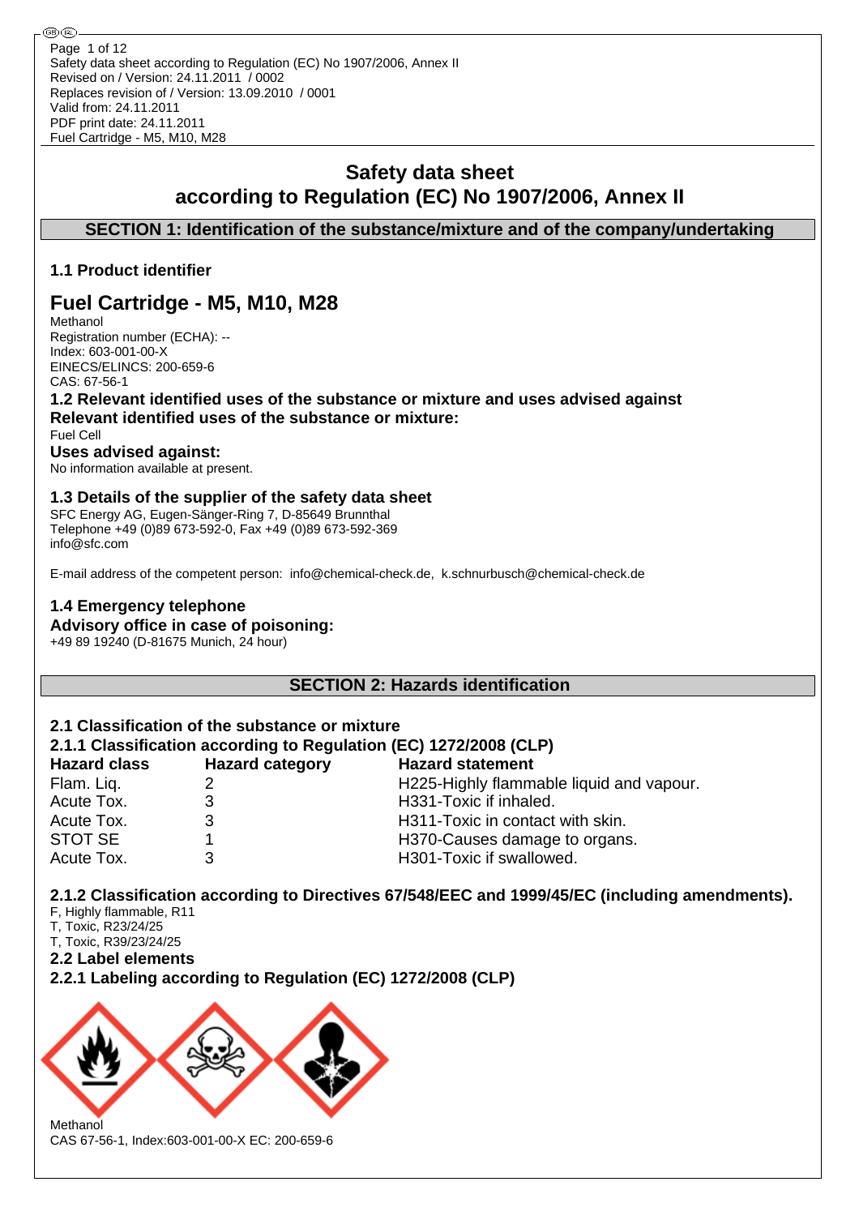# Safety data sheet according to Regulation (EC) No 1907/2006, Annex II

## SECTION 1: Identification of the substance/mixture and of the company/undertaking

### 1.1 Product identifier

## Fuel Cartridge - M5, M10, M28

Methanol
Registration number (ECHA): --
Index: 603-001-00-X
EINECS/ELINCS: 200-659-6
CAS: 67-56-1

### 1.2 Relevant identified uses of the substance or mixture and uses advised against

**Relevant identified uses of the substance or mixture:**

Fuel Cell

**Uses advised against:**

No information available at present.

### 1.3 Details of the supplier of the safety data sheet

SFC Energy AG, Eugen-Sänger-Ring 7, D-85649 Brunnthal
Telephone +49 (0)89 673-592-0, Fax +49 (0)89 673-592-369
info@sfc.com

E-mail address of the competent person: info@chemical-check.de, k.schnurbusch@chemical-check.de

### 1.4 Emergency telephone

**Advisory office in case of poisoning:**

+49 89 19240 (D-81675 Munich, 24 hour)

## SECTION 2: Hazards identification

### 2.1 Classification of the substance or mixture

### 2.1.1 Classification according to Regulation (EC) 1272/2008 (CLP)

| Hazard class | Hazard category | Hazard statement |
|---|---|---|
| Flam. Liq. | 2 | H225-Highly flammable liquid and vapour. |
| Acute Tox. | 3 | H331-Toxic if inhaled. |
| Acute Tox. | 3 | H311-Toxic in contact with skin. |
| STOT SE | 1 | H370-Causes damage to organs. |
| Acute Tox. | 3 | H301-Toxic if swallowed. |

### 2.1.2 Classification according to Directives 67/548/EEC and 1999/45/EC (including amendments).

F, Highly flammable, R11
T, Toxic, R23/24/25
T, Toxic, R39/23/24/25

### 2.2 Label elements

### 2.2.1 Labeling according to Regulation (EC) 1272/2008 (CLP)

Methanol
CAS 67-56-1, Index:603-001-00-X EC: 200-659-6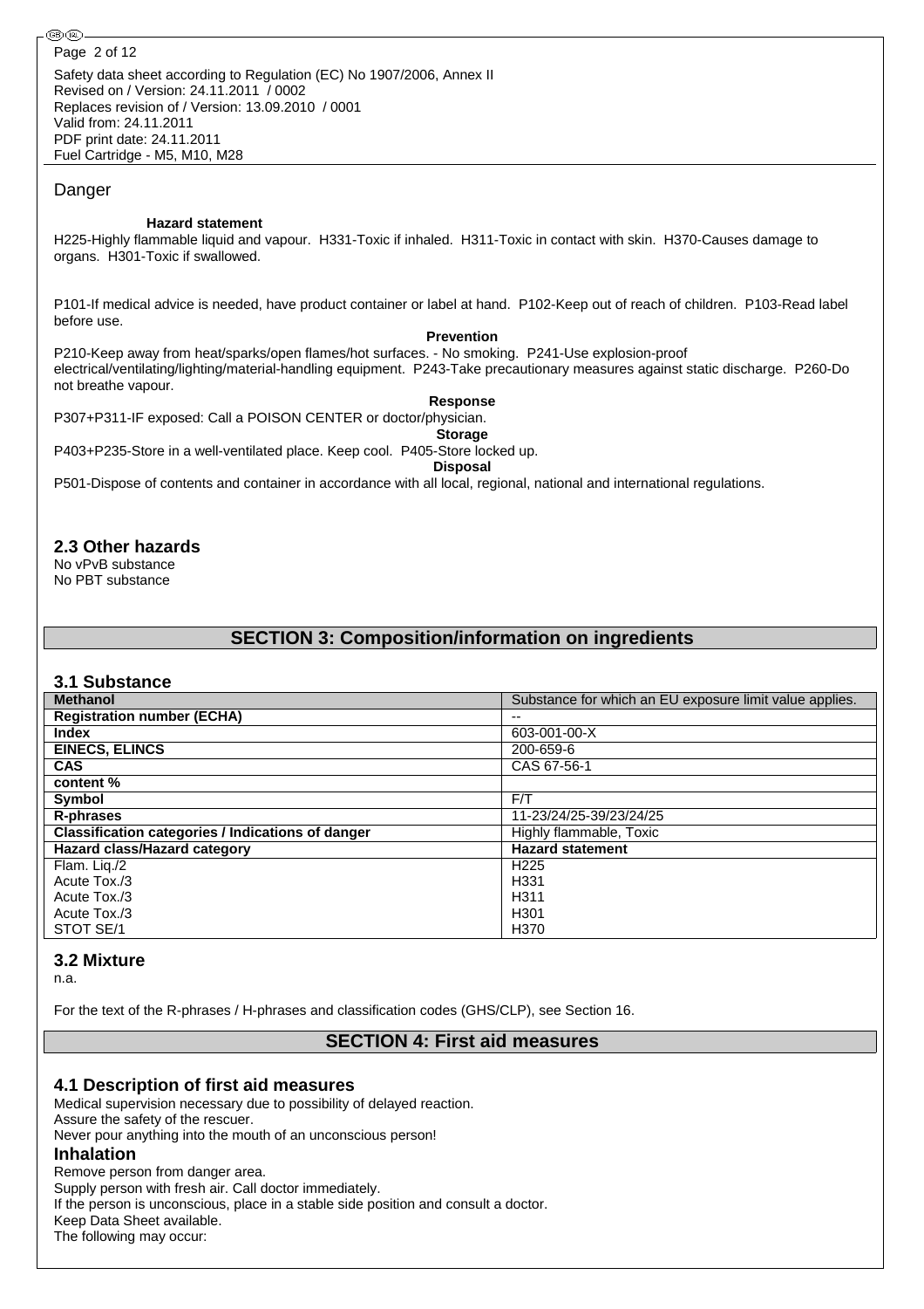Safety data sheet according to Regulation (EC) No 1907/2006, Annex II
Revised on / Version: 24.11.2011 / 0002
Replaces revision of / Version: 13.09.2010 / 0001
Valid from: 24.11.2011
PDF print date: 24.11.2011
Fuel Cartridge - M5, M10, M28

Danger

**Hazard statement**

H225-Highly flammable liquid and vapour. H331-Toxic if inhaled. H311-Toxic in contact with skin. H370-Causes damage to organs. H301-Toxic if swallowed.

P101-If medical advice is needed, have product container or label at hand. P102-Keep out of reach of children. P103-Read label before use.

**Prevention**

P210-Keep away from heat/sparks/open flames/hot surfaces. - No smoking. P241-Use explosion-proof electrical/ventilating/lighting/material-handling equipment. P243-Take precautionary measures against static discharge. P260-Do not breathe vapour.

**Response**

P307+P311-IF exposed: Call a POISON CENTER or doctor/physician.

**Storage**

P403+P235-Store in a well-ventilated place. Keep cool. P405-Store locked up.

**Disposal**

P501-Dispose of contents and container in accordance with all local, regional, national and international regulations.

### 2.3 Other hazards

No vPvB substance
No PBT substance

## SECTION 3: Composition/information on ingredients

### 3.1 Substance

| **Methanol** | Substance for which an EU exposure limit value applies. |
|---|---|
| **Registration number (ECHA)** | -- |
| **Index** | 603-001-00-X |
| **EINECS, ELINCS** | 200-659-6 |
| **CAS** | CAS 67-56-1 |
| **content %** | |
| **Symbol** | F/T |
| **R-phrases** | 11-23/24/25-39/23/24/25 |
| **Classification categories / Indications of danger** | Highly flammable, Toxic |
| **Hazard class/Hazard category** | **Hazard statement** |
| Flam. Liq./2 | H225 |
| Acute Tox./3 | H331 |
| Acute Tox./3 | H311 |
| Acute Tox./3 | H301 |
| STOT SE/1 | H370 |

### 3.2 Mixture

n.a.

For the text of the R-phrases / H-phrases and classification codes (GHS/CLP), see Section 16.

## SECTION 4: First aid measures

### 4.1 Description of first aid measures

Medical supervision necessary due to possibility of delayed reaction.
Assure the safety of the rescuer.
Never pour anything into the mouth of an unconscious person!

### Inhalation

Remove person from danger area.
Supply person with fresh air. Call doctor immediately.
If the person is unconscious, place in a stable side position and consult a doctor.
Keep Data Sheet available.
The following may occur: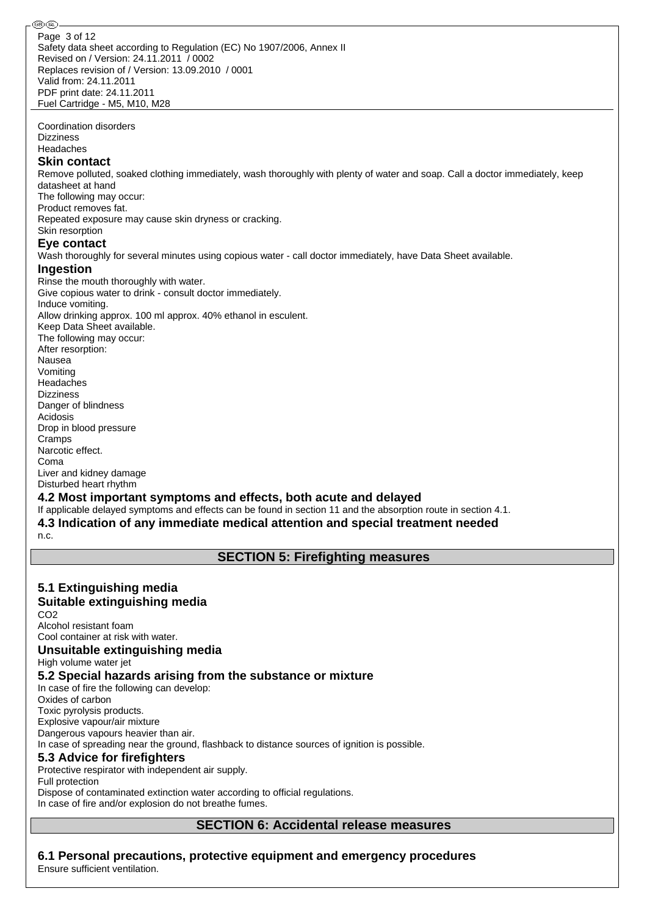Coordination disorders
Dizziness
Headaches

### Skin contact

Remove polluted, soaked clothing immediately, wash thoroughly with plenty of water and soap. Call a doctor immediately, keep datasheet at hand
The following may occur:
Product removes fat.
Repeated exposure may cause skin dryness or cracking.
Skin resorption

### Eye contact

Wash thoroughly for several minutes using copious water - call doctor immediately, have Data Sheet available.

### Ingestion

Rinse the mouth thoroughly with water.
Give copious water to drink - consult doctor immediately.
Induce vomiting.
Allow drinking approx. 100 ml approx. 40% ethanol in esculent.
Keep Data Sheet available.
The following may occur:
After resorption:
Nausea
Vomiting
Headaches
Dizziness
Danger of blindness
Acidosis
Drop in blood pressure
Cramps
Narcotic effect.
Coma
Liver and kidney damage
Disturbed heart rhythm

### 4.2 Most important symptoms and effects, both acute and delayed

If applicable delayed symptoms and effects can be found in section 11 and the absorption route in section 4.1.

### 4.3 Indication of any immediate medical attention and special treatment needed

n.c.

## SECTION 5: Firefighting measures

### 5.1 Extinguishing media

### Suitable extinguishing media

$CO_2$
Alcohol resistant foam
Cool container at risk with water.

### Unsuitable extinguishing media

High volume water jet

### 5.2 Special hazards arising from the substance or mixture

In case of fire the following can develop:
Oxides of carbon
Toxic pyrolysis products.
Explosive vapour/air mixture
Dangerous vapours heavier than air.
In case of spreading near the ground, flashback to distance sources of ignition is possible.

### 5.3 Advice for firefighters

Protective respirator with independent air supply.
Full protection
Dispose of contaminated extinction water according to official regulations.
In case of fire and/or explosion do not breathe fumes.

## SECTION 6: Accidental release measures

### 6.1 Personal precautions, protective equipment and emergency procedures

Ensure sufficient ventilation.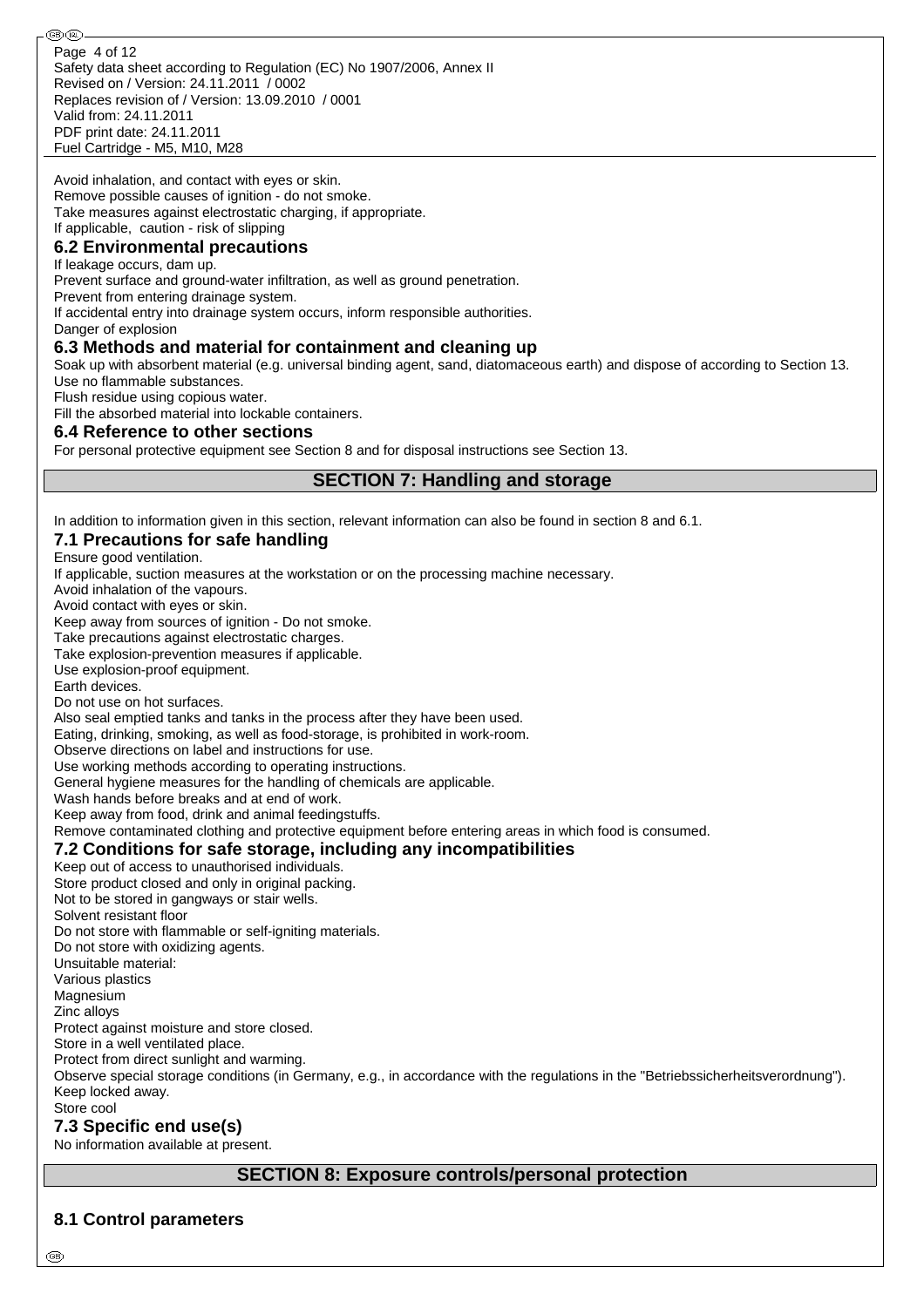Avoid inhalation, and contact with eyes or skin.
Remove possible causes of ignition - do not smoke.
Take measures against electrostatic charging, if appropriate.
If applicable, caution - risk of slipping

### 6.2 Environmental precautions

If leakage occurs, dam up.
Prevent surface and ground-water infiltration, as well as ground penetration.
Prevent from entering drainage system.
If accidental entry into drainage system occurs, inform responsible authorities.
Danger of explosion

### 6.3 Methods and material for containment and cleaning up

Soak up with absorbent material (e.g. universal binding agent, sand, diatomaceous earth) and dispose of according to Section 13.
Use no flammable substances.
Flush residue using copious water.
Fill the absorbed material into lockable containers.

### 6.4 Reference to other sections

For personal protective equipment see Section 8 and for disposal instructions see Section 13.

## SECTION 7: Handling and storage

In addition to information given in this section, relevant information can also be found in section 8 and 6.1.

### 7.1 Precautions for safe handling

Ensure good ventilation.
If applicable, suction measures at the workstation or on the processing machine necessary.
Avoid inhalation of the vapours.
Avoid contact with eyes or skin.
Keep away from sources of ignition - Do not smoke.
Take precautions against electrostatic charges.
Take explosion-prevention measures if applicable.
Use explosion-proof equipment.
Earth devices.
Do not use on hot surfaces.
Also seal emptied tanks and tanks in the process after they have been used.
Eating, drinking, smoking, as well as food-storage, is prohibited in work-room.
Observe directions on label and instructions for use.
Use working methods according to operating instructions.
General hygiene measures for the handling of chemicals are applicable.
Wash hands before breaks and at end of work.
Keep away from food, drink and animal feedingstuffs.
Remove contaminated clothing and protective equipment before entering areas in which food is consumed.

### 7.2 Conditions for safe storage, including any incompatibilities

Keep out of access to unauthorised individuals.
Store product closed and only in original packing.
Not to be stored in gangways or stair wells.
Solvent resistant floor
Do not store with flammable or self-igniting materials.
Do not store with oxidizing agents.
Unsuitable material:
Various plastics
Magnesium
Zinc alloys
Protect against moisture and store closed.
Store in a well ventilated place.
Protect from direct sunlight and warming.
Observe special storage conditions (in Germany, e.g., in accordance with the regulations in the "Betriebssicherheitsverordnung").
Keep locked away.
Store cool

### 7.3 Specific end use(s)

No information available at present.

## SECTION 8: Exposure controls/personal protection

### 8.1 Control parameters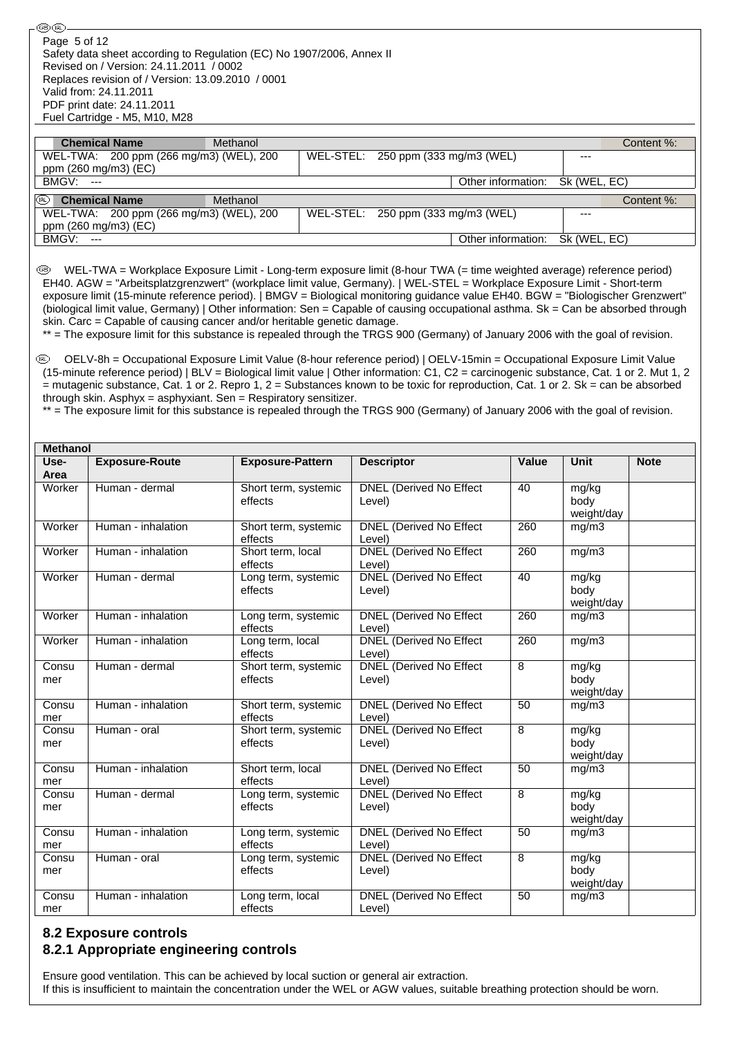| Chemical Name | Methanol | | | Content %: |
|---|---|---|---|---|
| WEL-TWA: 200 ppm (266 mg/m3) (WEL), 200 ppm (260 mg/m3) (EC) | | WEL-STEL: 250 ppm (333 mg/m3 (WEL) | | --- |
| BMGV: --- | | | Other information: | Sk (WEL, EC) |

| Chemical Name | Methanol | | | Content %: |
|---|---|---|---|---|
| WEL-TWA: 200 ppm (266 mg/m3) (WEL), 200 ppm (260 mg/m3) (EC) | | WEL-STEL: 250 ppm (333 mg/m3 (WEL) | | --- |
| BMGV: --- | | | Other information: | Sk (WEL, EC) |

WEL-TWA = Workplace Exposure Limit - Long-term exposure limit (8-hour TWA (= time weighted average) reference period) EH40. AGW = "Arbeitsplatzgrenzwert" (workplace limit value, Germany). | WEL-STEL = Workplace Exposure Limit - Short-term exposure limit (15-minute reference period). | BMGV = Biological monitoring guidance value EH40. BGW = "Biologischer Grenzwert" (biological limit value, Germany) | Other information: Sen = Capable of causing occupational asthma. Sk = Can be absorbed through skin. Carc = Capable of causing cancer and/or heritable genetic damage.
** = The exposure limit for this substance is repealed through the TRGS 900 (Germany) of January 2006 with the goal of revision.

OELV-8h = Occupational Exposure Limit Value (8-hour reference period) | OELV-15min = Occupational Exposure Limit Value (15-minute reference period) | BLV = Biological limit value | Other information: C1, C2 = carcinogenic substance, Cat. 1 or 2. Mut 1, 2 = mutagenic substance, Cat. 1 or 2. Repro 1, 2 = Substances known to be toxic for reproduction, Cat. 1 or 2. Sk = can be absorbed through skin. Asphyx = asphyxiant. Sen = Respiratory sensitizer.
** = The exposure limit for this substance is repealed through the TRGS 900 (Germany) of January 2006 with the goal of revision.

**Methanol**

| Use-Area | Exposure-Route | Exposure-Pattern | Descriptor | Value | Unit | Note |
|---|---|---|---|---|---|---|
| Worker | Human - dermal | Short term, systemic effects | DNEL (Derived No Effect Level) | 40 | mg/kg body weight/day | |
| Worker | Human - inhalation | Short term, systemic effects | DNEL (Derived No Effect Level) | 260 | mg/m3 | |
| Worker | Human - inhalation | Short term, local effects | DNEL (Derived No Effect Level) | 260 | mg/m3 | |
| Worker | Human - dermal | Long term, systemic effects | DNEL (Derived No Effect Level) | 40 | mg/kg body weight/day | |
| Worker | Human - inhalation | Long term, systemic effects | DNEL (Derived No Effect Level) | 260 | mg/m3 | |
| Worker | Human - inhalation | Long term, local effects | DNEL (Derived No Effect Level) | 260 | mg/m3 | |
| Consumer | Human - dermal | Short term, systemic effects | DNEL (Derived No Effect Level) | 8 | mg/kg body weight/day | |
| Consumer | Human - inhalation | Short term, systemic effects | DNEL (Derived No Effect Level) | 50 | mg/m3 | |
| Consumer | Human - oral | Short term, systemic effects | DNEL (Derived No Effect Level) | 8 | mg/kg body weight/day | |
| Consumer | Human - inhalation | Short term, local effects | DNEL (Derived No Effect Level) | 50 | mg/m3 | |
| Consumer | Human - dermal | Long term, systemic effects | DNEL (Derived No Effect Level) | 8 | mg/kg body weight/day | |
| Consumer | Human - inhalation | Long term, systemic effects | DNEL (Derived No Effect Level) | 50 | mg/m3 | |
| Consumer | Human - oral | Long term, systemic effects | DNEL (Derived No Effect Level) | 8 | mg/kg body weight/day | |
| Consumer | Human - inhalation | Long term, local effects | DNEL (Derived No Effect Level) | 50 | mg/m3 | |

## 8.2 Exposure controls

### 8.2.1 Appropriate engineering controls

Ensure good ventilation. This can be achieved by local suction or general air extraction.
If this is insufficient to maintain the concentration under the WEL or AGW values, suitable breathing protection should be worn.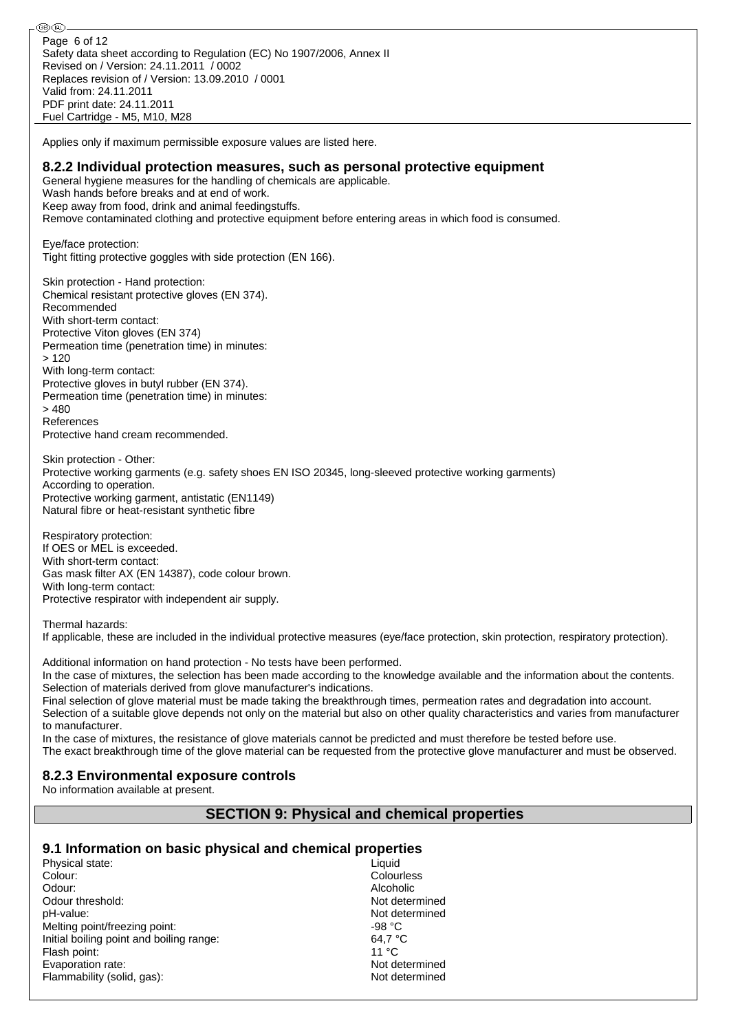Applies only if maximum permissible exposure values are listed here.

### 8.2.2 Individual protection measures, such as personal protective equipment

General hygiene measures for the handling of chemicals are applicable.
Wash hands before breaks and at end of work.
Keep away from food, drink and animal feedingstuffs.
Remove contaminated clothing and protective equipment before entering areas in which food is consumed.

Eye/face protection:
Tight fitting protective goggles with side protection (EN 166).

Skin protection - Hand protection:
Chemical resistant protective gloves (EN 374).
Recommended
With short-term contact:
Protective Viton gloves (EN 374)
Permeation time (penetration time) in minutes:
> 120
With long-term contact:
Protective gloves in butyl rubber (EN 374).
Permeation time (penetration time) in minutes:
> 480
References
Protective hand cream recommended.

Skin protection - Other:
Protective working garments (e.g. safety shoes EN ISO 20345, long-sleeved protective working garments)
According to operation.
Protective working garment, antistatic (EN1149)
Natural fibre or heat-resistant synthetic fibre

Respiratory protection:
If OES or MEL is exceeded.
With short-term contact:
Gas mask filter AX (EN 14387), code colour brown.
With long-term contact:
Protective respirator with independent air supply.

Thermal hazards:
If applicable, these are included in the individual protective measures (eye/face protection, skin protection, respiratory protection).

Additional information on hand protection - No tests have been performed.
In the case of mixtures, the selection has been made according to the knowledge available and the information about the contents.
Selection of materials derived from glove manufacturer's indications.
Final selection of glove material must be made taking the breakthrough times, permeation rates and degradation into account.
Selection of a suitable glove depends not only on the material but also on other quality characteristics and varies from manufacturer to manufacturer.
In the case of mixtures, the resistance of glove materials cannot be predicted and must therefore be tested before use.
The exact breakthrough time of the glove material can be requested from the protective glove manufacturer and must be observed.

### 8.2.3 Environmental exposure controls

No information available at present.

## SECTION 9: Physical and chemical properties

### 9.1 Information on basic physical and chemical properties

| Property | Value |
|---|---|
| Physical state: | Liquid |
| Colour: | Colourless |
| Odour: | Alcoholic |
| Odour threshold: | Not determined |
| pH-value: | Not determined |
| Melting point/freezing point: | -98 °C |
| Initial boiling point and boiling range: | 64,7 °C |
| Flash point: | 11 °C |
| Evaporation rate: | Not determined |
| Flammability (solid, gas): | Not determined |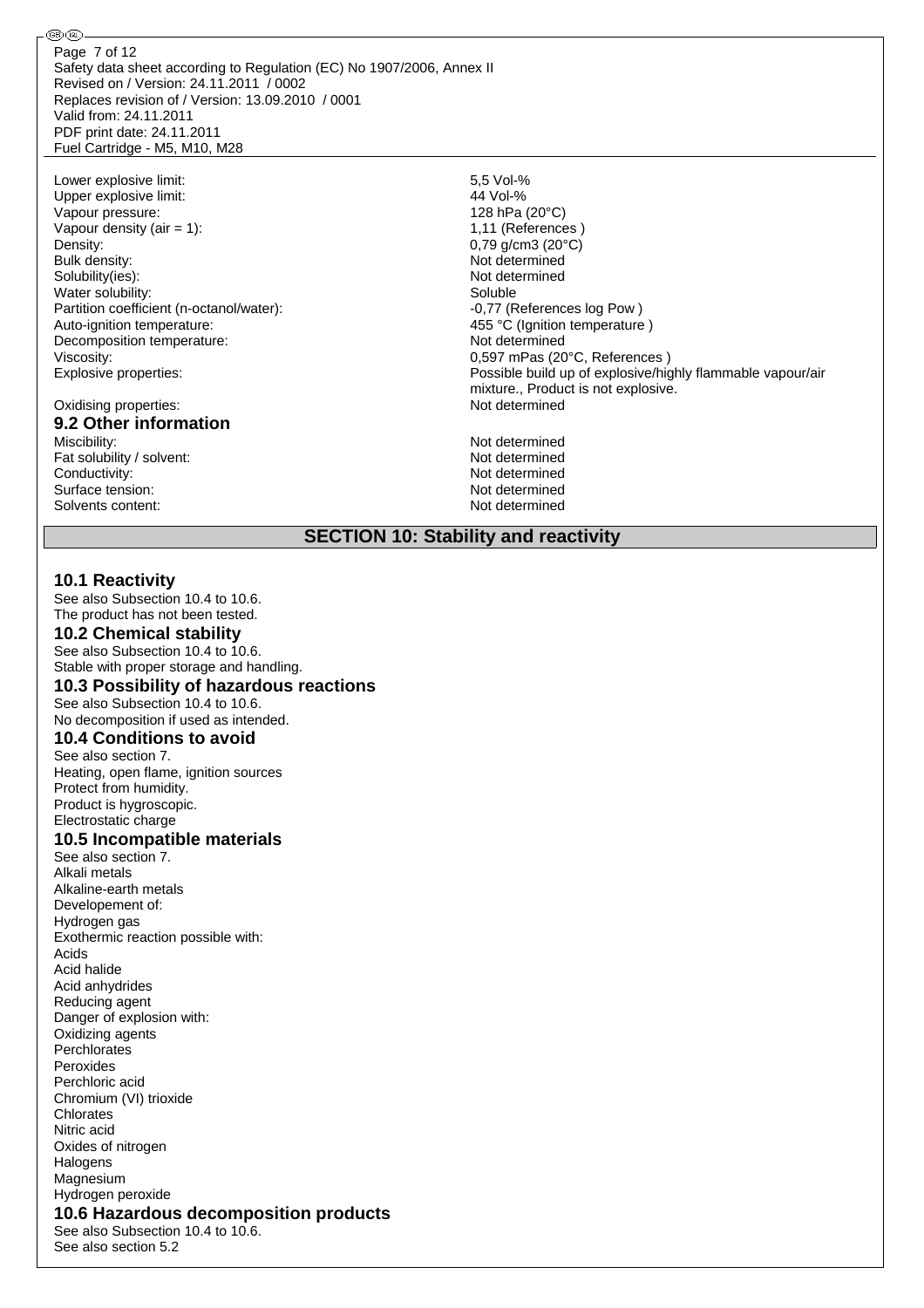| | |
|---|---|
| Lower explosive limit: | 5,5 Vol-% |
| Upper explosive limit: | 44 Vol-% |
| Vapour pressure: | 128 hPa (20°C) |
| Vapour density (air = 1): | 1,11 (References ) |
| Density: | 0,79 g/cm3 (20°C) |
| Bulk density: | Not determined |
| Solubility(ies): | Not determined |
| Water solubility: | Soluble |
| Partition coefficient (n-octanol/water): | -0,77 (References log Pow ) |
| Auto-ignition temperature: | 455 °C (Ignition temperature ) |
| Decomposition temperature: | Not determined |
| Viscosity: | 0,597 mPas (20°C, References ) |
| Explosive properties: | Possible build up of explosive/highly flammable vapour/air mixture., Product is not explosive. |
| Oxidising properties: | Not determined |

### 9.2 Other information

| | |
|---|---|
| Miscibility: | Not determined |
| Fat solubility / solvent: | Not determined |
| Conductivity: | Not determined |
| Surface tension: | Not determined |
| Solvents content: | Not determined |

## SECTION 10: Stability and reactivity

### 10.1 Reactivity

See also Subsection 10.4 to 10.6.
The product has not been tested.

### 10.2 Chemical stability

See also Subsection 10.4 to 10.6.
Stable with proper storage and handling.

### 10.3 Possibility of hazardous reactions

See also Subsection 10.4 to 10.6.
No decomposition if used as intended.

### 10.4 Conditions to avoid

See also section 7.
Heating, open flame, ignition sources
Protect from humidity.
Product is hygroscopic.
Electrostatic charge

### 10.5 Incompatible materials

See also section 7.
Alkali metals
Alkaline-earth metals
Developement of:
Hydrogen gas
Exothermic reaction possible with:
Acids
Acid halide
Acid anhydrides
Reducing agent
Danger of explosion with:
Oxidizing agents
Perchlorates
Peroxides
Perchloric acid
Chromium (VI) trioxide
Chlorates
Nitric acid
Oxides of nitrogen
Halogens
Magnesium
Hydrogen peroxide

### 10.6 Hazardous decomposition products

See also Subsection 10.4 to 10.6.
See also section 5.2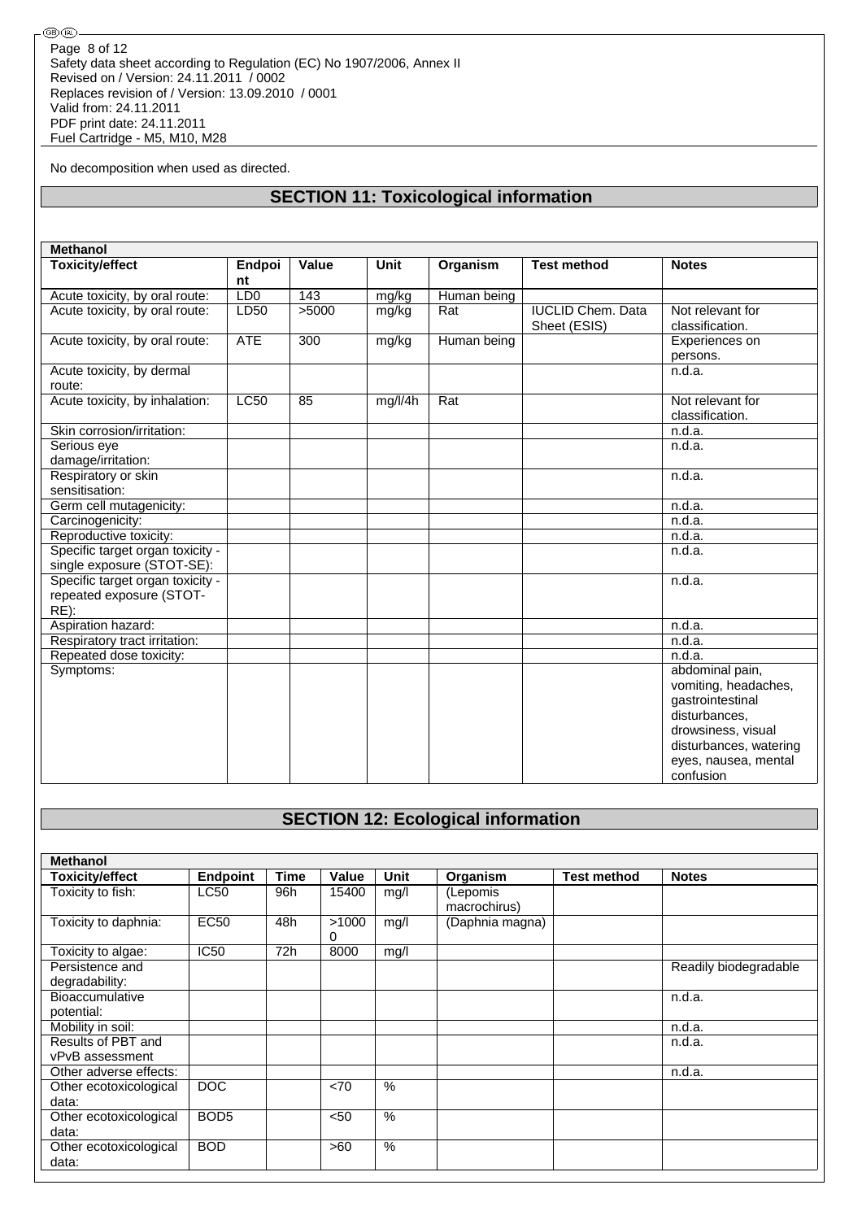No decomposition when used as directed.

## SECTION 11: Toxicological information

| Methanol | | | | | | |
|---|---|---|---|---|---|---|
| **Toxicity/effect** | **Endpoint** | **Value** | **Unit** | **Organism** | **Test method** | **Notes** |
| Acute toxicity, by oral route: | LD0 | 143 | mg/kg | Human being | | |
| Acute toxicity, by oral route: | LD50 | >5000 | mg/kg | Rat | IUCLID Chem. Data Sheet (ESIS) | Not relevant for classification. |
| Acute toxicity, by oral route: | ATE | 300 | mg/kg | Human being | | Experiences on persons. |
| Acute toxicity, by dermal route: | | | | | | n.d.a. |
| Acute toxicity, by inhalation: | LC50 | 85 | mg/l/4h | Rat | | Not relevant for classification. |
| Skin corrosion/irritation: | | | | | | n.d.a. |
| Serious eye damage/irritation: | | | | | | n.d.a. |
| Respiratory or skin sensitisation: | | | | | | n.d.a. |
| Germ cell mutagenicity: | | | | | | n.d.a. |
| Carcinogenicity: | | | | | | n.d.a. |
| Reproductive toxicity: | | | | | | n.d.a. |
| Specific target organ toxicity - single exposure (STOT-SE): | | | | | | n.d.a. |
| Specific target organ toxicity - repeated exposure (STOT-RE): | | | | | | n.d.a. |
| Aspiration hazard: | | | | | | n.d.a. |
| Respiratory tract irritation: | | | | | | n.d.a. |
| Repeated dose toxicity: | | | | | | n.d.a. |
| Symptoms: | | | | | | abdominal pain, vomiting, headaches, gastrointestinal disturbances, drowsiness, visual disturbances, watering eyes, nausea, mental confusion |

## SECTION 12: Ecological information

| Methanol | | | | | | | |
|---|---|---|---|---|---|---|---|
| **Toxicity/effect** | **Endpoint** | **Time** | **Value** | **Unit** | **Organism** | **Test method** | **Notes** |
| Toxicity to fish: | LC50 | 96h | 15400 | mg/l | (Lepomis macrochirus) | | |
| Toxicity to daphnia: | EC50 | 48h | >10000 | mg/l | (Daphnia magna) | | |
| Toxicity to algae: | IC50 | 72h | 8000 | mg/l | | | |
| Persistence and degradability: | | | | | | | Readily biodegradable |
| Bioaccumulative potential: | | | | | | | n.d.a. |
| Mobility in soil: | | | | | | | n.d.a. |
| Results of PBT and vPvB assessment | | | | | | | n.d.a. |
| Other adverse effects: | | | | | | | n.d.a. |
| Other ecotoxicological data: | DOC | | <70 | % | | | |
| Other ecotoxicological data: | BOD5 | | <50 | % | | | |
| Other ecotoxicological data: | BOD | | >60 | % | | | |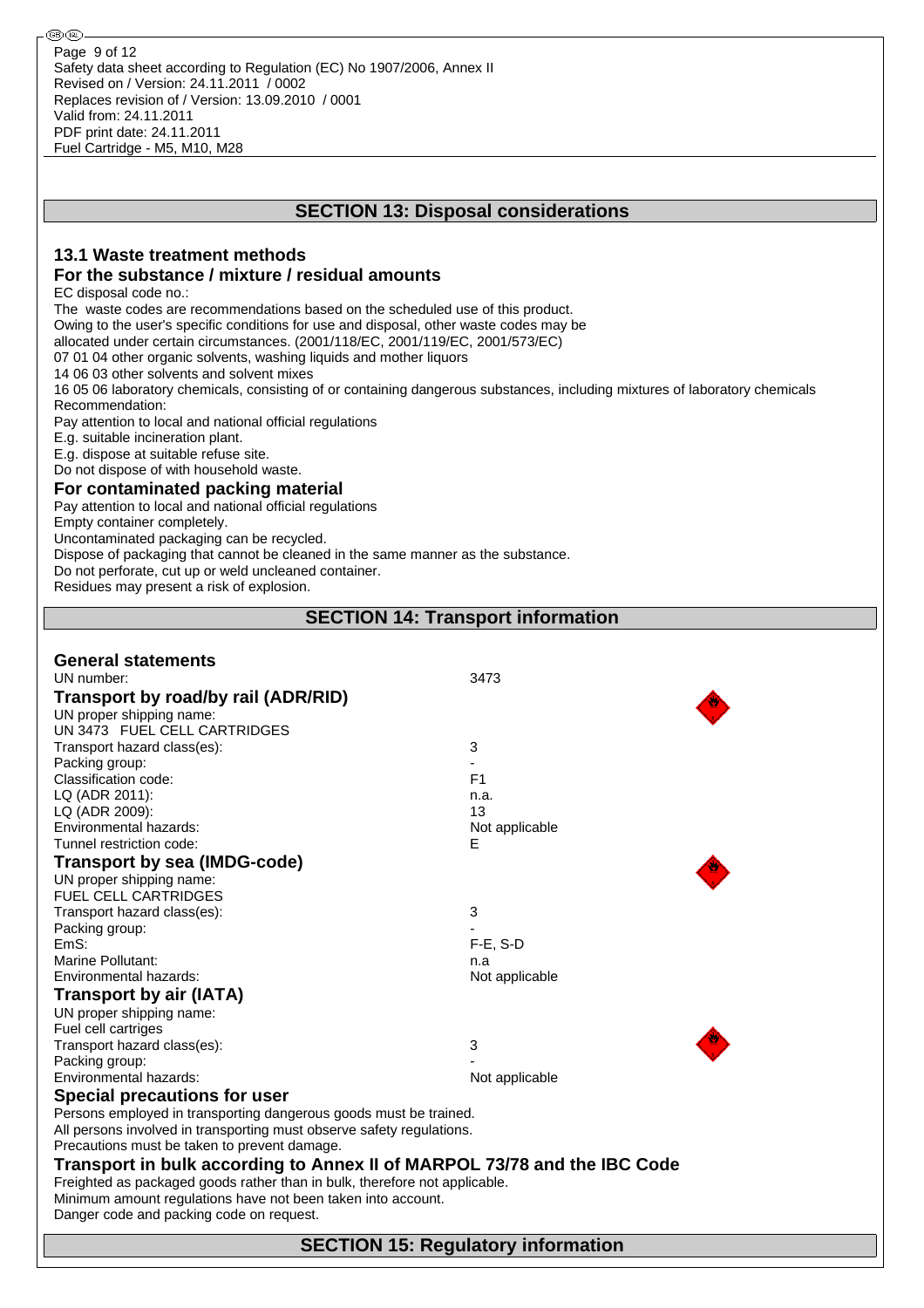## SECTION 13: Disposal considerations

### 13.1 Waste treatment methods

### For the substance / mixture / residual amounts

EC disposal code no.:

The waste codes are recommendations based on the scheduled use of this product.
Owing to the user's specific conditions for use and disposal, other waste codes may be allocated under certain circumstances. (2001/118/EC, 2001/119/EC, 2001/573/EC)
07 01 04 other organic solvents, washing liquids and mother liquors
14 06 03 other solvents and solvent mixes
16 05 06 laboratory chemicals, consisting of or containing dangerous substances, including mixtures of laboratory chemicals

Recommendation:
Pay attention to local and national official regulations
E.g. suitable incineration plant.
E.g. dispose at suitable refuse site.
Do not dispose of with household waste.

### For contaminated packing material

Pay attention to local and national official regulations
Empty container completely.
Uncontaminated packaging can be recycled.
Dispose of packaging that cannot be cleaned in the same manner as the substance.
Do not perforate, cut up or weld uncleaned container.
Residues may present a risk of explosion.

## SECTION 14: Transport information

### General statements

| | |
|---|---|
| UN number: | 3473 |

### Transport by road/by rail (ADR/RID)

UN proper shipping name:
UN 3473 FUEL CELL CARTRIDGES

| | |
|---|---|
| Transport hazard class(es): | 3 |
| Packing group: | - |
| Classification code: | F1 |
| LQ (ADR 2011): | n.a. |
| LQ (ADR 2009): | 13 |
| Environmental hazards: | Not applicable |
| Tunnel restriction code: | E |

### Transport by sea (IMDG-code)

UN proper shipping name:
FUEL CELL CARTRIDGES

| | |
|---|---|
| Transport hazard class(es): | 3 |
| Packing group: | - |
| EmS: | F-E, S-D |
| Marine Pollutant: | n.a |
| Environmental hazards: | Not applicable |

### Transport by air (IATA)

UN proper shipping name:
Fuel cell cartriges

| | |
|---|---|
| Transport hazard class(es): | 3 |
| Packing group: | - |
| Environmental hazards: | Not applicable |

### Special precautions for user

Persons employed in transporting dangerous goods must be trained.
All persons involved in transporting must observe safety regulations.
Precautions must be taken to prevent damage.

### Transport in bulk according to Annex II of MARPOL 73/78 and the IBC Code

Freighted as packaged goods rather than in bulk, therefore not applicable.
Minimum amount regulations have not been taken into account.
Danger code and packing code on request.

## SECTION 15: Regulatory information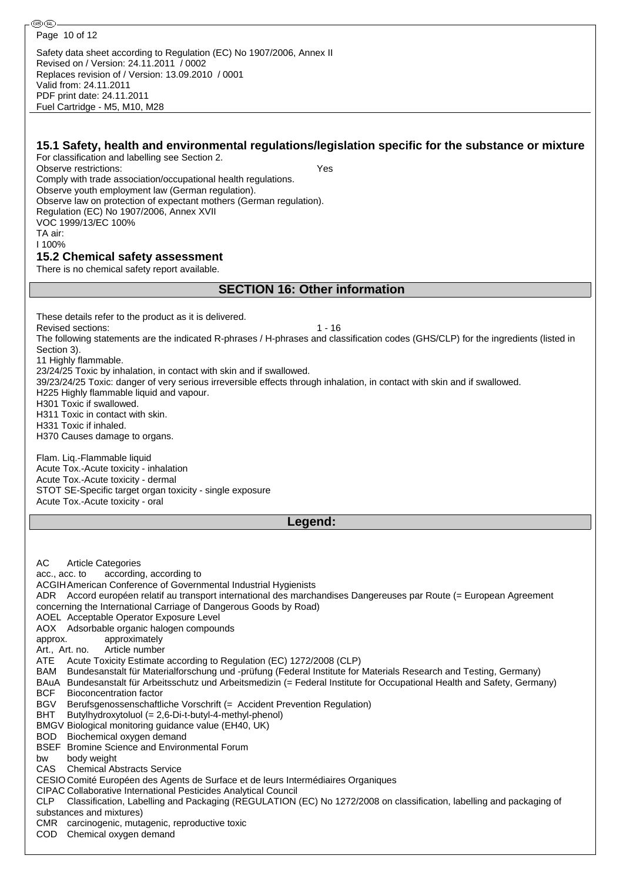Safety data sheet according to Regulation (EC) No 1907/2006, Annex II
Revised on / Version: 24.11.2011 / 0002
Replaces revision of / Version: 13.09.2010 / 0001
Valid from: 24.11.2011
PDF print date: 24.11.2011
Fuel Cartridge - M5, M10, M28

### 15.1 Safety, health and environmental regulations/legislation specific for the substance or mixture

For classification and labelling see Section 2.
Observe restrictions: Yes
Comply with trade association/occupational health regulations.
Observe youth employment law (German regulation).
Observe law on protection of expectant mothers (German regulation).
Regulation (EC) No 1907/2006, Annex XVII
VOC 1999/13/EC 100%
TA air:
I 100%

### 15.2 Chemical safety assessment

There is no chemical safety report available.

## SECTION 16: Other information

These details refer to the product as it is delivered.
Revised sections: 1 - 16
The following statements are the indicated R-phrases / H-phrases and classification codes (GHS/CLP) for the ingredients (listed in Section 3).
11 Highly flammable.
23/24/25 Toxic by inhalation, in contact with skin and if swallowed.
39/23/24/25 Toxic: danger of very serious irreversible effects through inhalation, in contact with skin and if swallowed.
H225 Highly flammable liquid and vapour.
H301 Toxic if swallowed.
H311 Toxic in contact with skin.
H331 Toxic if inhaled.
H370 Causes damage to organs.

Flam. Liq.-Flammable liquid
Acute Tox.-Acute toxicity - inhalation
Acute Tox.-Acute toxicity - dermal
STOT SE-Specific target organ toxicity - single exposure
Acute Tox.-Acute toxicity - oral

## Legend:

AC Article Categories
acc., acc. to according, according to
ACGIH American Conference of Governmental Industrial Hygienists
ADR Accord européen relatif au transport international des marchandises Dangereuses par Route (= European Agreement concerning the International Carriage of Dangerous Goods by Road)
AOEL Acceptable Operator Exposure Level
AOX Adsorbable organic halogen compounds
approx. approximately
Art., Art. no. Article number
ATE Acute Toxicity Estimate according to Regulation (EC) 1272/2008 (CLP)
BAM Bundesanstalt für Materialforschung und -prüfung (Federal Institute for Materials Research and Testing, Germany)
BAuA Bundesanstalt für Arbeitsschutz und Arbeitsmedizin (= Federal Institute for Occupational Health and Safety, Germany)
BCF Bioconcentration factor
BGV Berufsgenossenschaftliche Vorschrift (= Accident Prevention Regulation)
BHT Butylhydroxytoluol (= 2,6-Di-t-butyl-4-methyl-phenol)
BMGV Biological monitoring guidance value (EH40, UK)
BOD Biochemical oxygen demand
BSEF Bromine Science and Environmental Forum
bw body weight
CAS Chemical Abstracts Service
CESIO Comité Européen des Agents de Surface et de leurs Intermédiaires Organiques
CIPAC Collaborative International Pesticides Analytical Council
CLP Classification, Labelling and Packaging (REGULATION (EC) No 1272/2008 on classification, labelling and packaging of substances and mixtures)
CMR carcinogenic, mutagenic, reproductive toxic
COD Chemical oxygen demand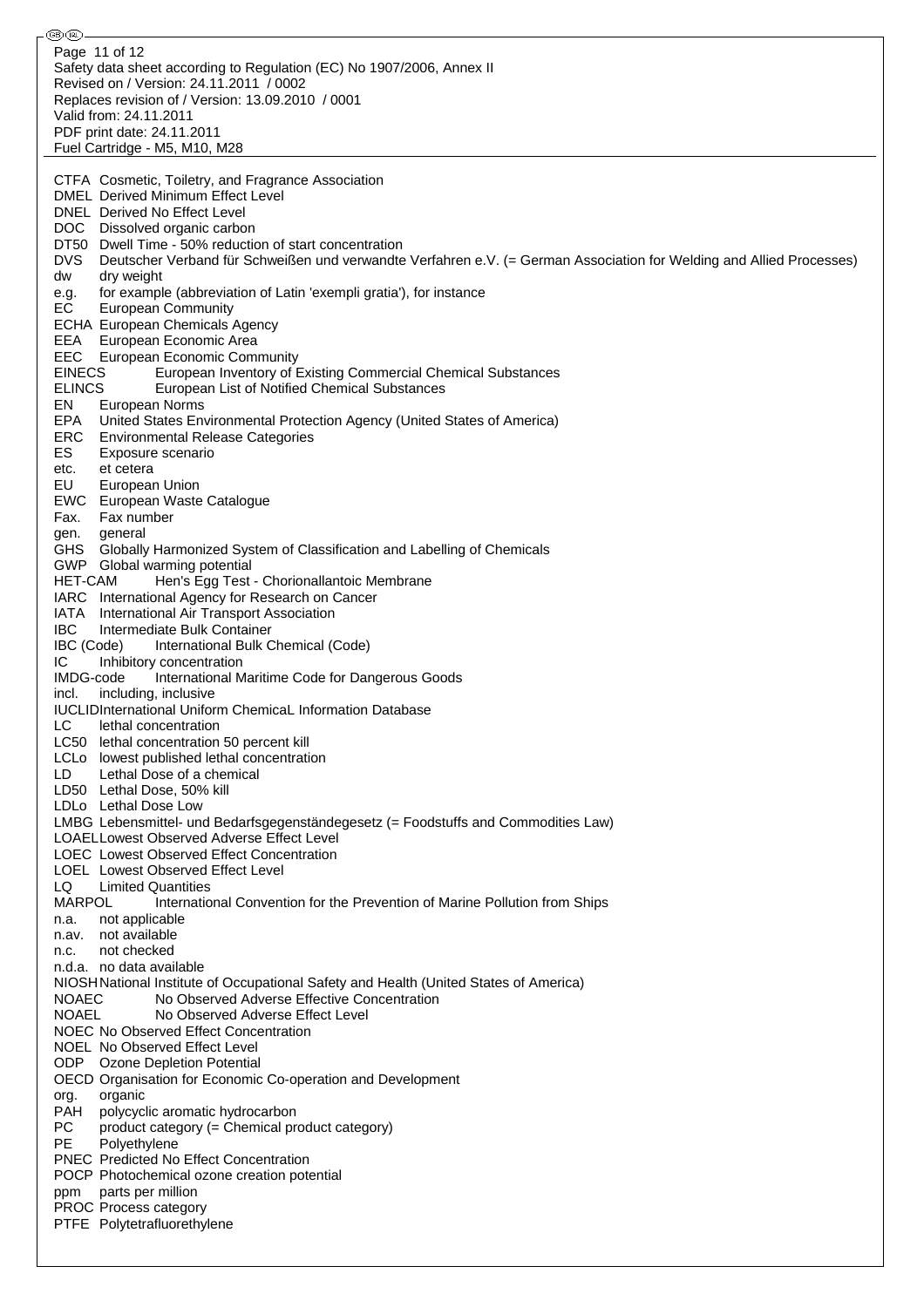CTFA Cosmetic, Toiletry, and Fragrance Association
DMEL Derived Minimum Effect Level
DNEL Derived No Effect Level
DOC Dissolved organic carbon
DT50 Dwell Time - 50% reduction of start concentration
DVS Deutscher Verband für Schweißen und verwandte Verfahren e.V. (= German Association for Welding and Allied Processes)
dw dry weight
e.g. for example (abbreviation of Latin 'exempli gratia'), for instance
EC European Community
ECHA European Chemicals Agency
EEA European Economic Area
EEC European Economic Community
EINECS European Inventory of Existing Commercial Chemical Substances
ELINCS European List of Notified Chemical Substances
EN European Norms
EPA United States Environmental Protection Agency (United States of America)
ERC Environmental Release Categories
ES Exposure scenario
etc. et cetera
EU European Union
EWC European Waste Catalogue
Fax. Fax number
gen. general
GHS Globally Harmonized System of Classification and Labelling of Chemicals
GWP Global warming potential
HET-CAM Hen's Egg Test - Chorionallantoic Membrane
IARC International Agency for Research on Cancer
IATA International Air Transport Association
IBC Intermediate Bulk Container
IBC (Code) International Bulk Chemical (Code)
IC Inhibitory concentration
IMDG-code International Maritime Code for Dangerous Goods
incl. including, inclusive
IUCLID International Uniform ChemicaL Information Database
LC lethal concentration
LC50 lethal concentration 50 percent kill
LCLo lowest published lethal concentration
LD Lethal Dose of a chemical
LD50 Lethal Dose, 50% kill
LDLo Lethal Dose Low
LMBG Lebensmittel- und Bedarfsgegenständegesetz (= Foodstuffs and Commodities Law)
LOAEL Lowest Observed Adverse Effect Level
LOEC Lowest Observed Effect Concentration
LOEL Lowest Observed Effect Level
LQ Limited Quantities
MARPOL International Convention for the Prevention of Marine Pollution from Ships
n.a. not applicable
n.av. not available
n.c. not checked
n.d.a. no data available
NIOSH National Institute of Occupational Safety and Health (United States of America)
NOAEC No Observed Adverse Effective Concentration
NOAEL No Observed Adverse Effect Level
NOEC No Observed Effect Concentration
NOEL No Observed Effect Level
ODP Ozone Depletion Potential
OECD Organisation for Economic Co-operation and Development
org. organic
PAH polycyclic aromatic hydrocarbon
PC product category (= Chemical product category)
PE Polyethylene
PNEC Predicted No Effect Concentration
POCP Photochemical ozone creation potential
ppm parts per million
PROC Process category
PTFE Polytetrafluorethylene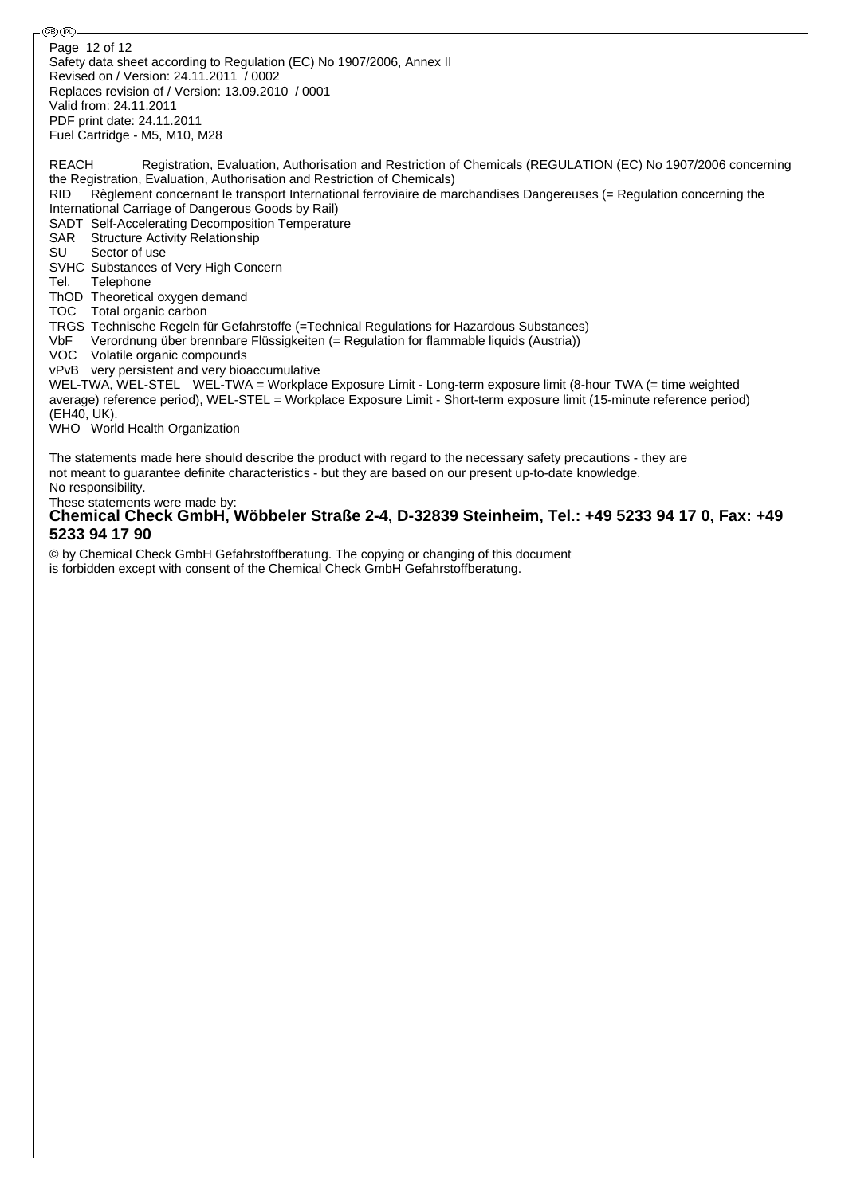REACH Registration, Evaluation, Authorisation and Restriction of Chemicals (REGULATION (EC) No 1907/2006 concerning the Registration, Evaluation, Authorisation and Restriction of Chemicals)
RID Règlement concernant le transport International ferroviaire de marchandises Dangereuses (= Regulation concerning the International Carriage of Dangerous Goods by Rail)
SADT Self-Accelerating Decomposition Temperature
SAR Structure Activity Relationship
SU Sector of use
SVHC Substances of Very High Concern
Tel. Telephone
ThOD Theoretical oxygen demand
TOC Total organic carbon
TRGS Technische Regeln für Gefahrstoffe (=Technical Regulations for Hazardous Substances)
VbF Verordnung über brennbare Flüssigkeiten (= Regulation for flammable liquids (Austria))
VOC Volatile organic compounds
vPvB very persistent and very bioaccumulative
WEL-TWA, WEL-STEL WEL-TWA = Workplace Exposure Limit - Long-term exposure limit (8-hour TWA (= time weighted average) reference period), WEL-STEL = Workplace Exposure Limit - Short-term exposure limit (15-minute reference period) (EH40, UK).
WHO World Health Organization

The statements made here should describe the product with regard to the necessary safety precautions - they are not meant to guarantee definite characteristics - but they are based on our present up-to-date knowledge.
No responsibility.
These statements were made by:

**Chemical Check GmbH, Wöbbeler Straße 2-4, D-32839 Steinheim, Tel.: +49 5233 94 17 0, Fax: +49 5233 94 17 90**

© by Chemical Check GmbH Gefahrstoffberatung. The copying or changing of this document is forbidden except with consent of the Chemical Check GmbH Gefahrstoffberatung.